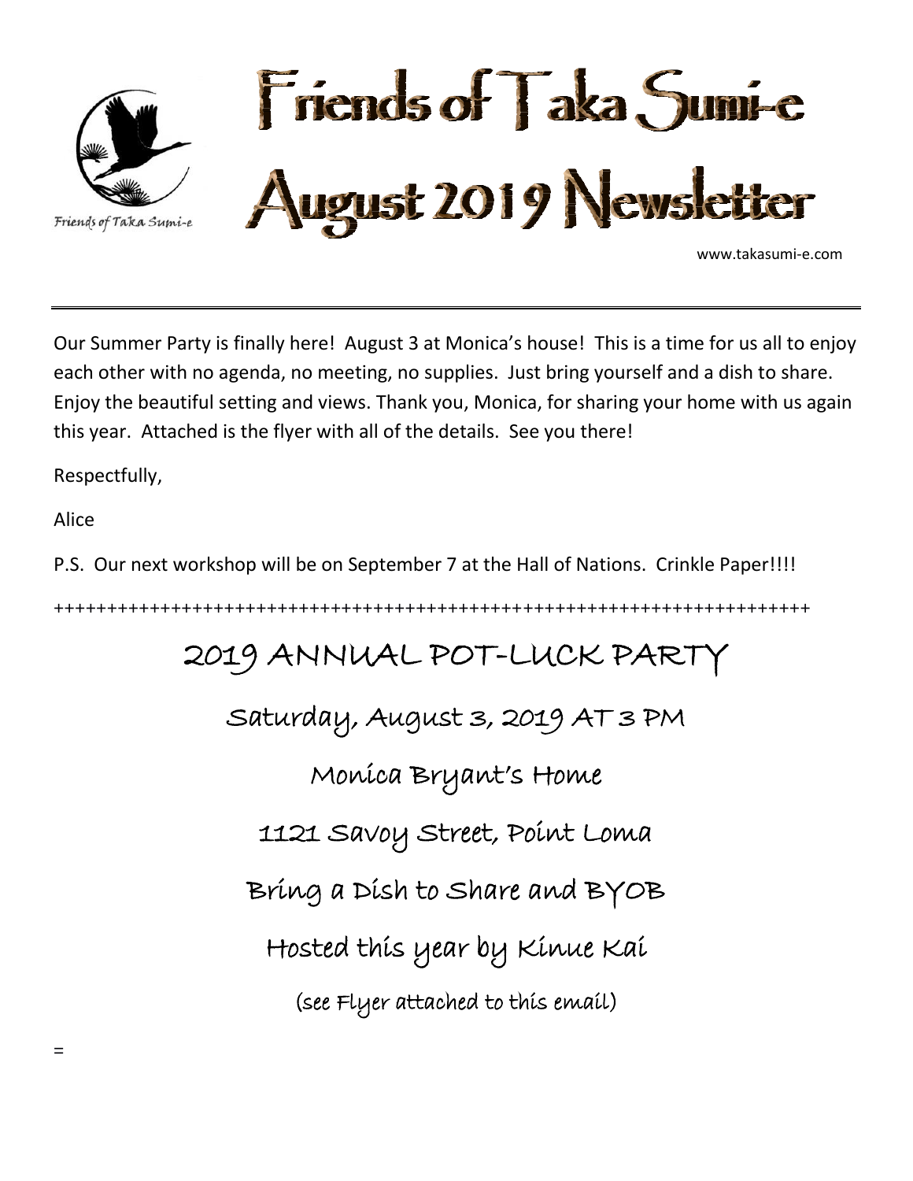Friends of Taka Sumi-e

# Friends of Taka Sumi-e August 2019 Newsletter

www.takasumi-e.com

---

Our Summer Party is finally here! August 3 at Monica's house! This is a time for us all to enjoy each other with no agenda, no meeting, no supplies. Just bring yourself and a dish to share. Enjoy the beautiful setting and views. Thank you, Monica, for sharing your home with us again this year. Attached is the flyer with all of the details. See you there!

Respectfully,

Alice

P.S. Our next workshop will be on September 7 at the Hall of Nations. Crinkle Paper!!!!

++++++++++++++++++++++++++++++++++++++++++++++++++++++++++++++++++++++++++

## 2019 ANNUAL POT-LUCK PARTY

Saturday, August 3, 2019 AT 3 PM

Monica Bryant's Home

1121 Savoy Street, Point Loma

Bring a Dish to Share and BYOB

Hosted this year by Kinue Kai

(see Flyer attached to this email)

=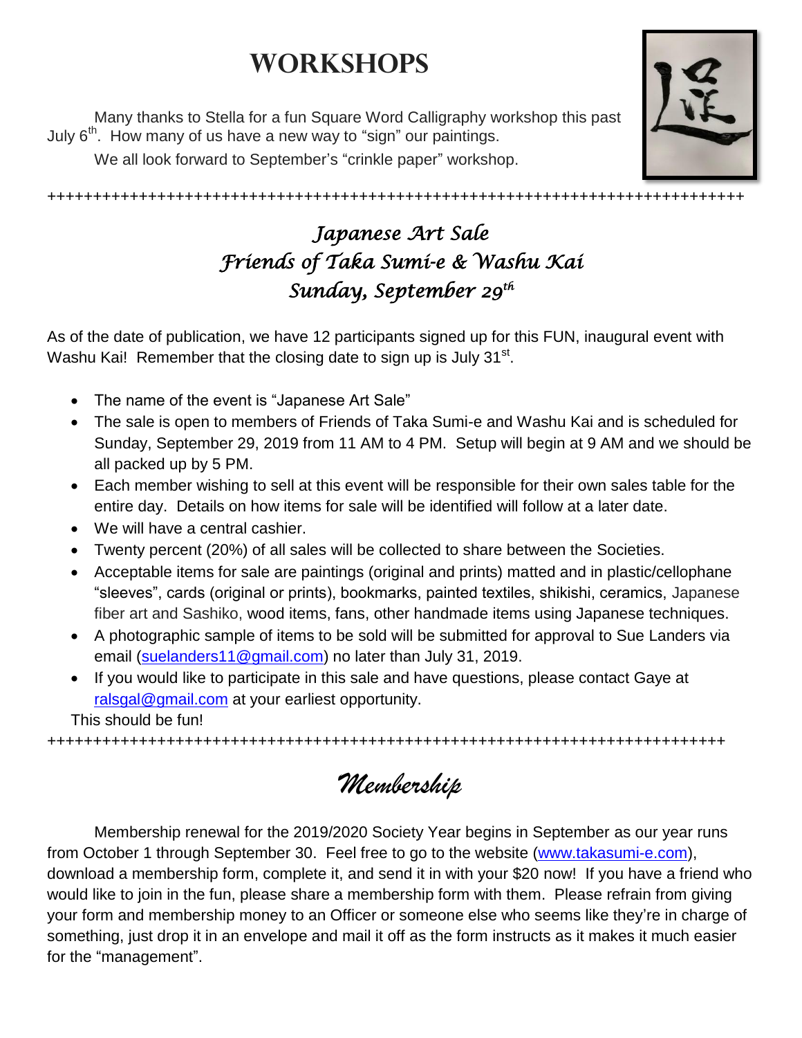# WORKSHOPS

Many thanks to Stella for a fun Square Word Calligraphy workshop this past July 6th. How many of us have a new way to "sign" our paintings.

We all look forward to September's "crinkle paper" workshop.

+++++++++++++++++++++++++++++++++++++++++++++++++++++++++++++++++++++++++++++++++

## *Japanese Art Sale*
## *Friends of Taka Sumi-e & Washu Kai*
## *Sunday, September 29th*

As of the date of publication, we have 12 participants signed up for this FUN, inaugural event with Washu Kai! Remember that the closing date to sign up is July 31st.

- The name of the event is "Japanese Art Sale"
- The sale is open to members of Friends of Taka Sumi-e and Washu Kai and is scheduled for Sunday, September 29, 2019 from 11 AM to 4 PM. Setup will begin at 9 AM and we should be all packed up by 5 PM.
- Each member wishing to sell at this event will be responsible for their own sales table for the entire day. Details on how items for sale will be identified will follow at a later date.
- We will have a central cashier.
- Twenty percent (20%) of all sales will be collected to share between the Societies.
- Acceptable items for sale are paintings (original and prints) matted and in plastic/cellophane "sleeves", cards (original or prints), bookmarks, painted textiles, shikishi, ceramics, Japanese fiber art and Sashiko, wood items, fans, other handmade items using Japanese techniques.
- A photographic sample of items to be sold will be submitted for approval to Sue Landers via email (suelanders11@gmail.com) no later than July 31, 2019.
- If you would like to participate in this sale and have questions, please contact Gaye at ralsgal@gmail.com at your earliest opportunity.

This should be fun!

+++++++++++++++++++++++++++++++++++++++++++++++++++++++++++++++++++++++++++++++++

# *Membership*

Membership renewal for the 2019/2020 Society Year begins in September as our year runs from October 1 through September 30. Feel free to go to the website (www.takasumi-e.com), download a membership form, complete it, and send it in with your $20 now! If you have a friend who would like to join in the fun, please share a membership form with them. Please refrain from giving your form and membership money to an Officer or someone else who seems like they're in charge of something, just drop it in an envelope and mail it off as the form instructs as it makes it much easier for the "management".